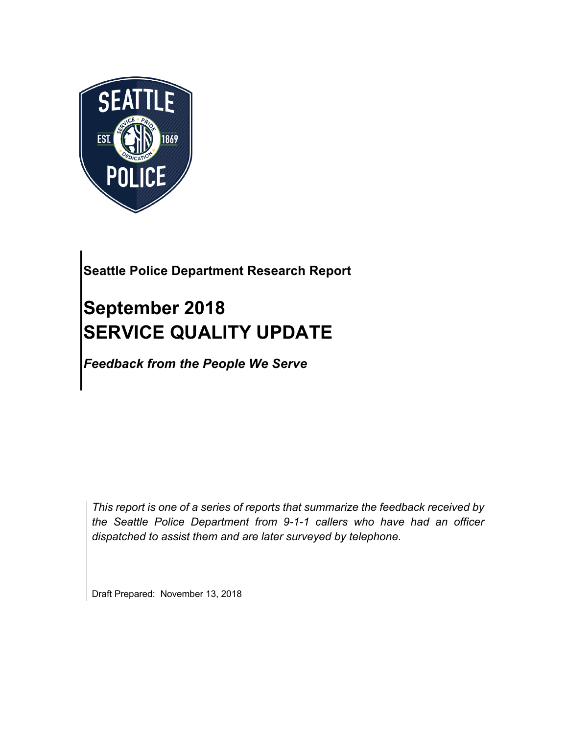**Seattle Police Department Research Report**

# September 2018
# SERVICE QUALITY UPDATE

***Feedback from the People We Serve***

*This report is one of a series of reports that summarize the feedback received by the Seattle Police Department from 9-1-1 callers who have had an officer dispatched to assist them and are later surveyed by telephone.*

Draft Prepared: November 13, 2018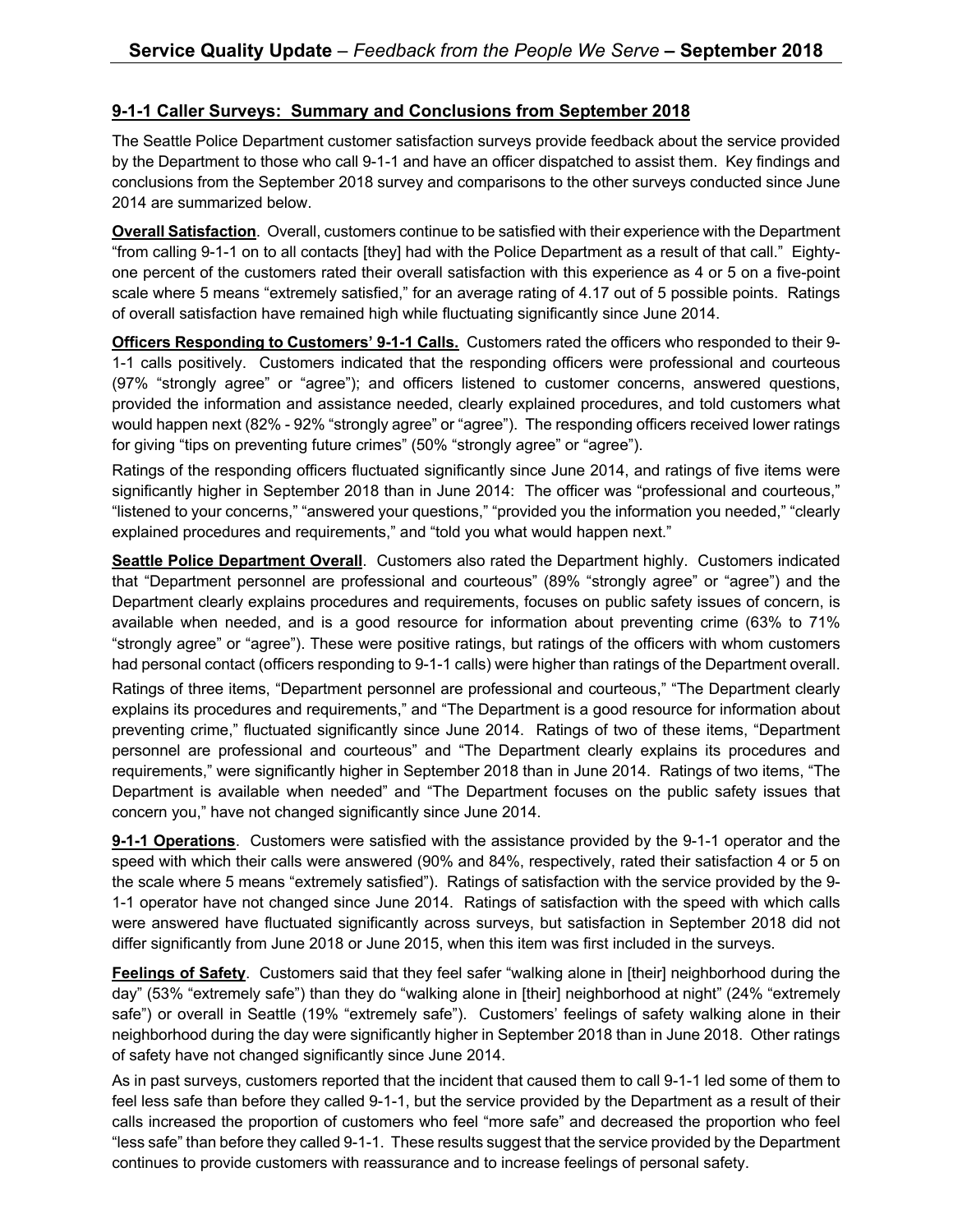## 9-1-1 Caller Surveys: Summary and Conclusions from September 2018

The Seattle Police Department customer satisfaction surveys provide feedback about the service provided by the Department to those who call 9-1-1 and have an officer dispatched to assist them. Key findings and conclusions from the September 2018 survey and comparisons to the other surveys conducted since June 2014 are summarized below.

**Overall Satisfaction**. Overall, customers continue to be satisfied with their experience with the Department "from calling 9-1-1 on to all contacts [they] had with the Police Department as a result of that call." Eighty-one percent of the customers rated their overall satisfaction with this experience as 4 or 5 on a five-point scale where 5 means "extremely satisfied," for an average rating of 4.17 out of 5 possible points. Ratings of overall satisfaction have remained high while fluctuating significantly since June 2014.

**Officers Responding to Customers' 9-1-1 Calls.** Customers rated the officers who responded to their 9-1-1 calls positively. Customers indicated that the responding officers were professional and courteous (97% "strongly agree" or "agree"); and officers listened to customer concerns, answered questions, provided the information and assistance needed, clearly explained procedures, and told customers what would happen next (82% - 92% "strongly agree" or "agree"). The responding officers received lower ratings for giving "tips on preventing future crimes" (50% "strongly agree" or "agree").

Ratings of the responding officers fluctuated significantly since June 2014, and ratings of five items were significantly higher in September 2018 than in June 2014: The officer was "professional and courteous," "listened to your concerns," "answered your questions," "provided you the information you needed," "clearly explained procedures and requirements," and "told you what would happen next."

**Seattle Police Department Overall**. Customers also rated the Department highly. Customers indicated that "Department personnel are professional and courteous" (89% "strongly agree" or "agree") and the Department clearly explains procedures and requirements, focuses on public safety issues of concern, is available when needed, and is a good resource for information about preventing crime (63% to 71% "strongly agree" or "agree"). These were positive ratings, but ratings of the officers with whom customers had personal contact (officers responding to 9-1-1 calls) were higher than ratings of the Department overall.

Ratings of three items, "Department personnel are professional and courteous," "The Department clearly explains its procedures and requirements," and "The Department is a good resource for information about preventing crime," fluctuated significantly since June 2014. Ratings of two of these items, "Department personnel are professional and courteous" and "The Department clearly explains its procedures and requirements," were significantly higher in September 2018 than in June 2014. Ratings of two items, "The Department is available when needed" and "The Department focuses on the public safety issues that concern you," have not changed significantly since June 2014.

**9-1-1 Operations**. Customers were satisfied with the assistance provided by the 9-1-1 operator and the speed with which their calls were answered (90% and 84%, respectively, rated their satisfaction 4 or 5 on the scale where 5 means "extremely satisfied"). Ratings of satisfaction with the service provided by the 9-1-1 operator have not changed since June 2014. Ratings of satisfaction with the speed with which calls were answered have fluctuated significantly across surveys, but satisfaction in September 2018 did not differ significantly from June 2018 or June 2015, when this item was first included in the surveys.

**Feelings of Safety**. Customers said that they feel safer "walking alone in [their] neighborhood during the day" (53% "extremely safe") than they do "walking alone in [their] neighborhood at night" (24% "extremely safe") or overall in Seattle (19% "extremely safe"). Customers' feelings of safety walking alone in their neighborhood during the day were significantly higher in September 2018 than in June 2018. Other ratings of safety have not changed significantly since June 2014.

As in past surveys, customers reported that the incident that caused them to call 9-1-1 led some of them to feel less safe than before they called 9-1-1, but the service provided by the Department as a result of their calls increased the proportion of customers who feel "more safe" and decreased the proportion who feel "less safe" than before they called 9-1-1. These results suggest that the service provided by the Department continues to provide customers with reassurance and to increase feelings of personal safety.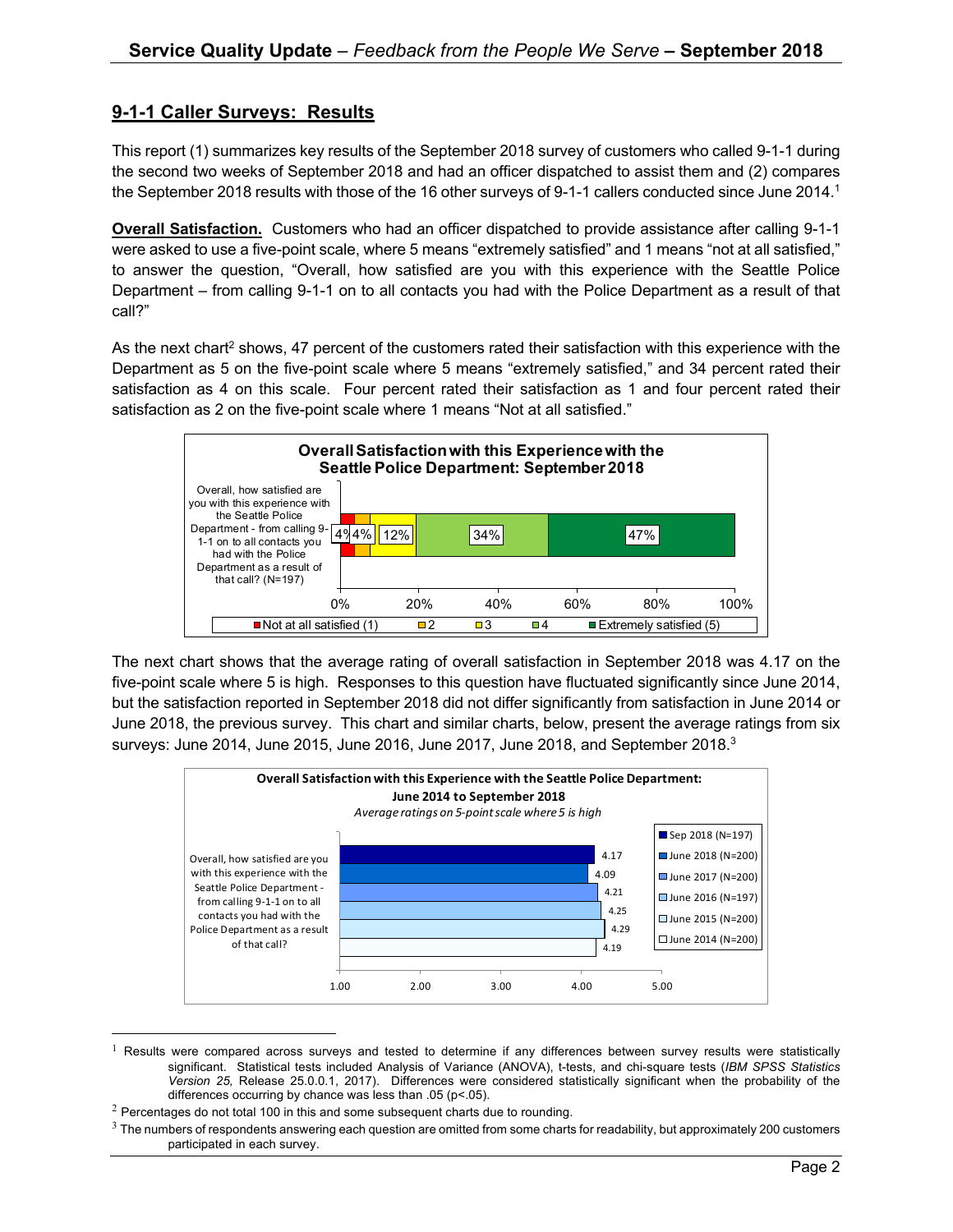## 9-1-1 Caller Surveys: Results

This report (1) summarizes key results of the September 2018 survey of customers who called 9-1-1 during the second two weeks of September 2018 and had an officer dispatched to assist them and (2) compares the September 2018 results with those of the 16 other surveys of 9-1-1 callers conducted since June 2014.[1]

**Overall Satisfaction.** Customers who had an officer dispatched to provide assistance after calling 9-1-1 were asked to use a five-point scale, where 5 means "extremely satisfied" and 1 means "not at all satisfied," to answer the question, "Overall, how satisfied are you with this experience with the Seattle Police Department – from calling 9-1-1 on to all contacts you had with the Police Department as a result of that call?"

As the next chart[2] shows, 47 percent of the customers rated their satisfaction with this experience with the Department as 5 on the five-point scale where 5 means "extremely satisfied," and 34 percent rated their satisfaction as 4 on this scale. Four percent rated their satisfaction as 1 and four percent rated their satisfaction as 2 on the five-point scale where 1 means "Not at all satisfied."

**Overall Satisfaction with this Experience with the Seattle Police Department: September 2018**

| | Not at all satisfied (1) | 2 | 3 | 4 | Extremely satisfied (5) |
|---|---|---|---|---|---|
| Overall, how satisfied are you with this experience with the Seattle Police Department - from calling 9-1-1 on to all contacts you had with the Police Department as a result of that call? (N=197) | 4% | 4% | 12% | 34% | 47% |

The next chart shows that the average rating of overall satisfaction in September 2018 was 4.17 on the five-point scale where 5 is high. Responses to this question have fluctuated significantly since June 2014, but the satisfaction reported in September 2018 did not differ significantly from satisfaction in June 2014 or June 2018, the previous survey. This chart and similar charts, below, present the average ratings from six surveys: June 2014, June 2015, June 2016, June 2017, June 2018, and September 2018.[3]

**Overall Satisfaction with this Experience with the Seattle Police Department: June 2014 to September 2018**

*Average ratings on 5-point scale where 5 is high*

| | Sep 2018 (N=197) | June 2018 (N=200) | June 2017 (N=200) | June 2016 (N=197) | June 2015 (N=200) | June 2014 (N=200) |
|---|---|---|---|---|---|---|
| Overall, how satisfied are you with this experience with the Seattle Police Department - from calling 9-1-1 on to all contacts you had with the Police Department as a result of that call? | 4.17 | 4.09 | 4.21 | 4.25 | 4.29 | 4.19 |

---

[1] Results were compared across surveys and tested to determine if any differences between survey results were statistically significant. Statistical tests included Analysis of Variance (ANOVA), t-tests, and chi-square tests (*IBM SPSS Statistics Version 25,* Release 25.0.0.1, 2017). Differences were considered statistically significant when the probability of the differences occurring by chance was less than .05 ($p<.05$).

[2] Percentages do not total 100 in this and some subsequent charts due to rounding.

[3] The numbers of respondents answering each question are omitted from some charts for readability, but approximately 200 customers participated in each survey.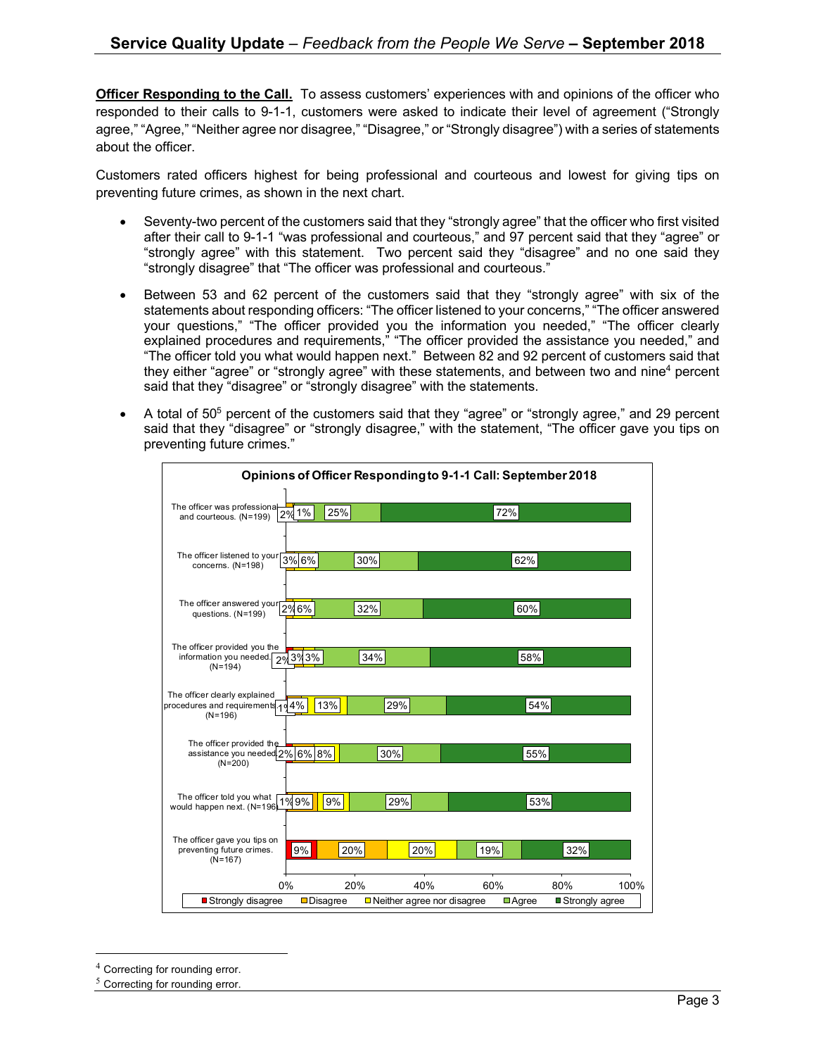**Officer Responding to the Call.** To assess customers' experiences with and opinions of the officer who responded to their calls to 9-1-1, customers were asked to indicate their level of agreement ("Strongly agree," "Agree," "Neither agree nor disagree," "Disagree," or "Strongly disagree") with a series of statements about the officer.

Customers rated officers highest for being professional and courteous and lowest for giving tips on preventing future crimes, as shown in the next chart.

- Seventy-two percent of the customers said that they "strongly agree" that the officer who first visited after their call to 9-1-1 "was professional and courteous," and 97 percent said that they "agree" or "strongly agree" with this statement. Two percent said they "disagree" and no one said they "strongly disagree" that "The officer was professional and courteous."
- Between 53 and 62 percent of the customers said that they "strongly agree" with six of the statements about responding officers: "The officer listened to your concerns," "The officer answered your questions," "The officer provided you the information you needed," "The officer clearly explained procedures and requirements," "The officer provided the assistance you needed," and "The officer told you what would happen next." Between 82 and 92 percent of customers said that they either "agree" or "strongly agree" with these statements, and between two and nine[4] percent said that they "disagree" or "strongly disagree" with the statements.
- A total of 50[5] percent of the customers said that they "agree" or "strongly agree," and 29 percent said that they "disagree" or "strongly disagree," with the statement, "The officer gave you tips on preventing future crimes."

**Opinions of Officer Responding to 9-1-1 Call: September 2018**

| Statement | Strongly disagree | Disagree | Neither agree nor disagree | Agree | Strongly agree |
|---|---|---|---|---|---|
| The officer was professional and courteous. (N=199) | | 2% | 1% | 25% | 72% |
| The officer listened to your concerns. (N=198) | | 3% | 6% | 30% | 62% |
| The officer answered your questions. (N=199) | | 2% | 6% | 32% | 60% |
| The officer provided you the information you needed. (N=194) | 2% | 3% | 3% | 34% | 58% |
| The officer clearly explained procedures and requirements. (N=196) | 1% | 4% | 13% | 29% | 54% |
| The officer provided the assistance you needed. (N=200) | 2% | 6% | 8% | 30% | 55% |
| The officer told you what would happen next. (N=196) | 1% | 9% | 9% | 29% | 53% |
| The officer gave you tips on preventing future crimes. (N=167) | 9% | 20% | 20% | 19% | 32% |

[4] Correcting for rounding error.

[5] Correcting for rounding error.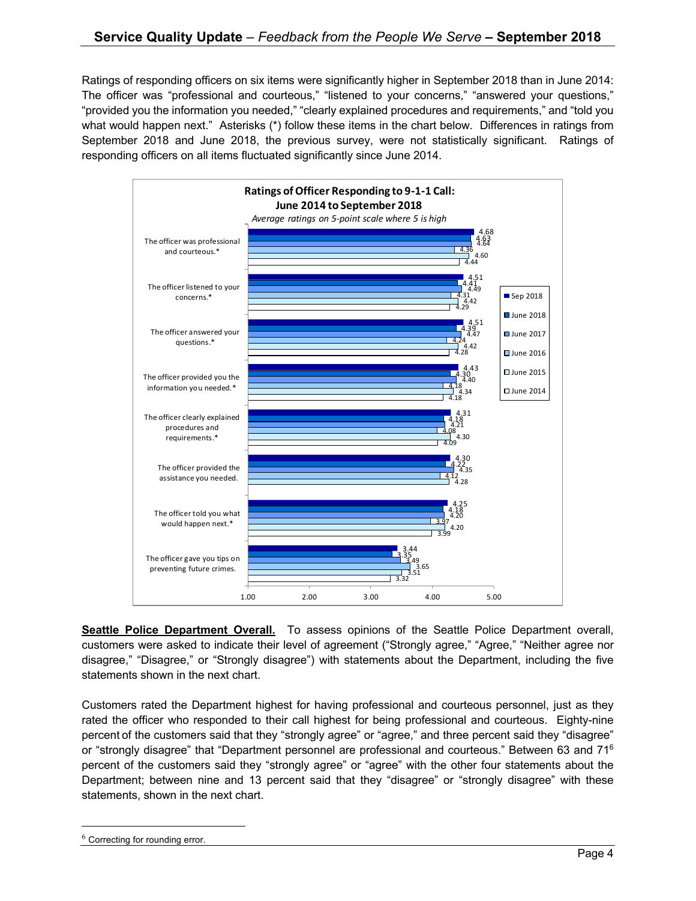Ratings of responding officers on six items were significantly higher in September 2018 than in June 2014: The officer was "professional and courteous," "listened to your concerns," "answered your questions," "provided you the information you needed," "clearly explained procedures and requirements," and "told you what would happen next." Asterisks (*) follow these items in the chart below. Differences in ratings from September 2018 and June 2018, the previous survey, were not statistically significant. Ratings of responding officers on all items fluctuated significantly since June 2014.

**Ratings of Officer Responding to 9-1-1 Call: June 2014 to September 2018**

*Average ratings on 5-point scale where 5 is high*

| Item | Sep 2018 | June 2018 | June 2017 | June 2016 | June 2015 | June 2014 |
|---|---|---|---|---|---|---|
| The officer was professional and courteous.* | 4.68 | 4.63 | 4.64 | 4.36 | 4.60 | 4.44 |
| The officer listened to your concerns.* | 4.51 | 4.41 | 4.49 | 4.31 | 4.42 | 4.29 |
| The officer answered your questions.* | 4.51 | 4.39 | 4.47 | 4.24 | 4.42 | 4.28 |
| The officer provided you the information you needed.* | 4.43 | 4.30 | 4.40 | 4.18 | 4.34 | 4.18 |
| The officer clearly explained procedures and requirements.* | 4.31 | 4.18 | 4.21 | 4.08 | 4.30 | 4.09 |
| The officer provided the assistance you needed. | 4.30 | 4.22 | 4.35 | 4.12 | 4.28 | |
| The officer told you what would happen next.* | 4.25 | 4.18 | 4.20 | 3.97 | 4.20 | 3.99 |
| The officer gave you tips on preventing future crimes. | 3.44 | 3.35 | 3.49 | 3.65 | 3.51 | 3.32 |

**Seattle Police Department Overall.** To assess opinions of the Seattle Police Department overall, customers were asked to indicate their level of agreement ("Strongly agree," "Agree," "Neither agree nor disagree," "Disagree," or "Strongly disagree") with statements about the Department, including the five statements shown in the next chart.

Customers rated the Department highest for having professional and courteous personnel, just as they rated the officer who responded to their call highest for being professional and courteous. Eighty-nine percent of the customers said that they "strongly agree" or "agree," and three percent said they "disagree" or "strongly disagree" that "Department personnel are professional and courteous." Between 63 and 71[6] percent of the customers said they "strongly agree" or "agree" with the other four statements about the Department; between nine and 13 percent said that they "disagree" or "strongly disagree" with these statements, shown in the next chart.

[6] Correcting for rounding error.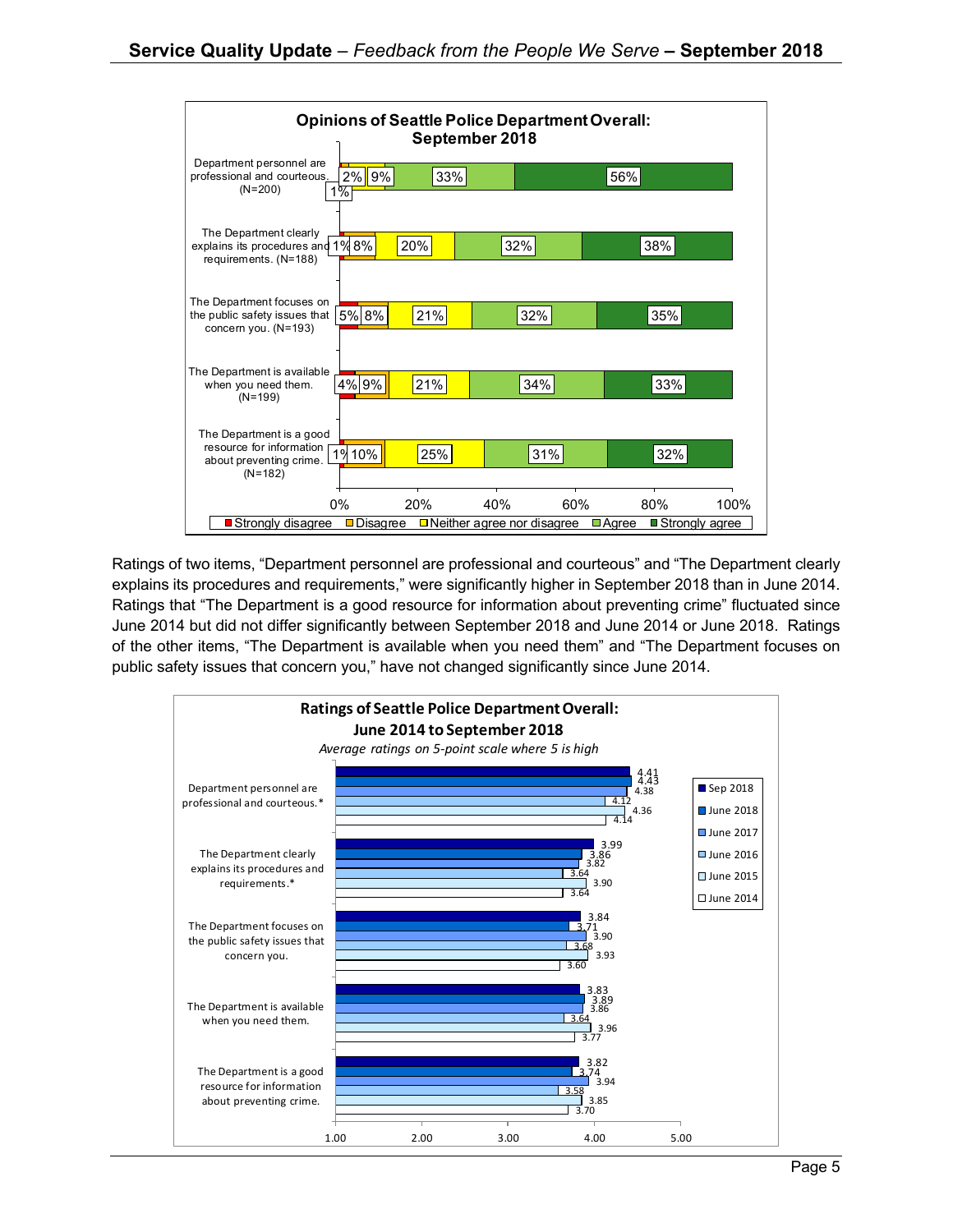**Opinions of Seattle Police Department Overall: September 2018**

| Item | Strongly disagree | Disagree | Neither agree nor disagree | Agree | Strongly agree |
|---|---|---|---|---|---|
| Department personnel are professional and courteous. (N=200) | 1% | 2% | 9% | 33% | 56% |
| The Department clearly explains its procedures and requirements. (N=188) | 1% | 8% | 20% | 32% | 38% |
| The Department focuses on the public safety issues that concern you. (N=193) | 5% | 8% | 21% | 32% | 35% |
| The Department is available when you need them. (N=199) | 4% | 9% | 21% | 34% | 33% |
| The Department is a good resource for information about preventing crime. (N=182) | 1% | 10% | 25% | 31% | 32% |

Ratings of two items, "Department personnel are professional and courteous" and "The Department clearly explains its procedures and requirements," were significantly higher in September 2018 than in June 2014. Ratings that "The Department is a good resource for information about preventing crime" fluctuated since June 2014 but did not differ significantly between September 2018 and June 2014 or June 2018. Ratings of the other items, "The Department is available when you need them" and "The Department focuses on public safety issues that concern you," have not changed significantly since June 2014.

**Ratings of Seattle Police Department Overall: June 2014 to September 2018**

*Average ratings on 5-point scale where 5 is high*

| Item | Sep 2018 | June 2018 | June 2017 | June 2016 | June 2015 | June 2014 |
|---|---|---|---|---|---|---|
| Department personnel are professional and courteous.* | 4.41 | 4.43 | 4.38 | 4.12 | 4.36 | 4.14 |
| The Department clearly explains its procedures and requirements.* | 3.99 | 3.86 | 3.82 | 3.64 | 3.90 | 3.64 |
| The Department focuses on the public safety issues that concern you. | 3.84 | 3.71 | 3.90 | 3.68 | 3.93 | 3.60 |
| The Department is available when you need them. | 3.83 | 3.89 | 3.86 | 3.64 | 3.96 | 3.77 |
| The Department is a good resource for information about preventing crime. | 3.82 | 3.74 | 3.94 | 3.58 | 3.85 | 3.70 |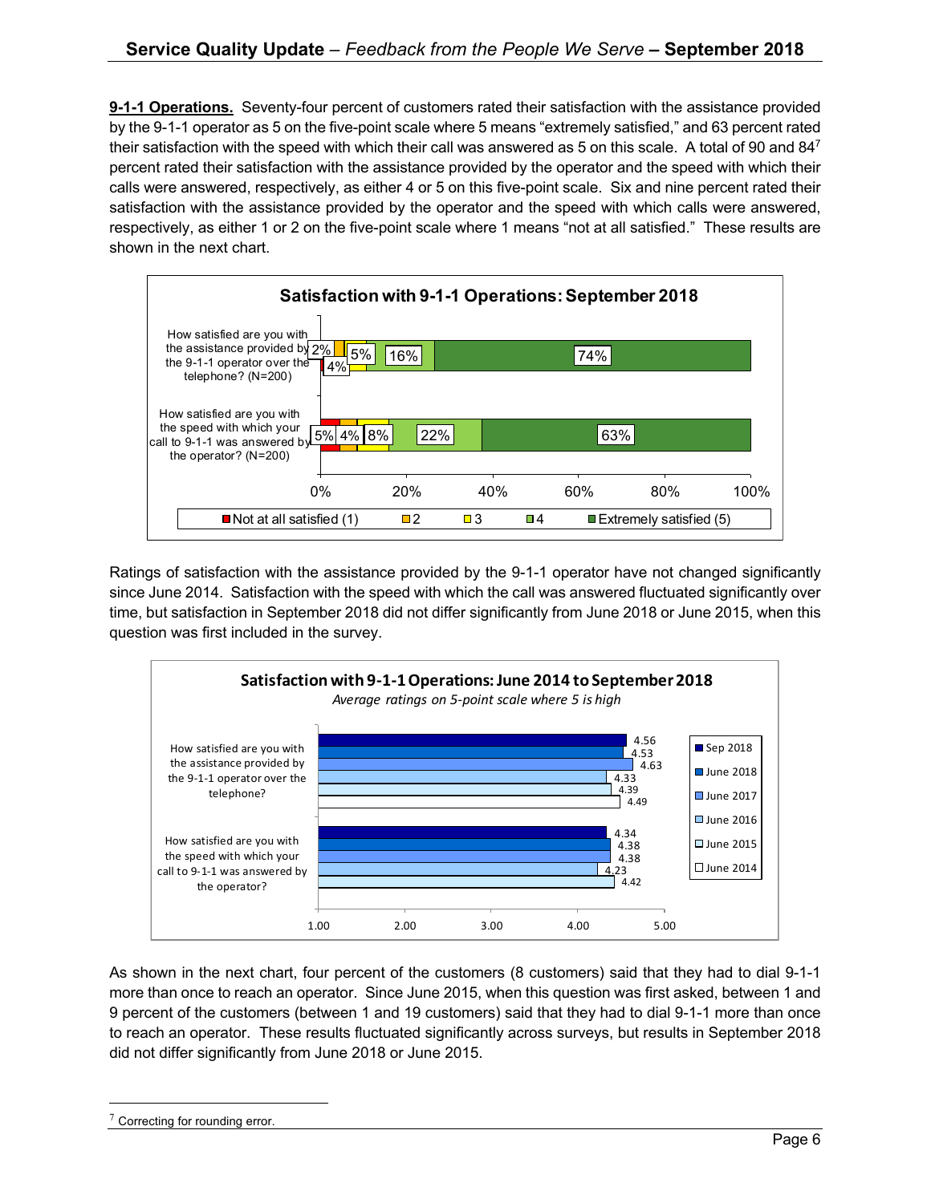**9-1-1 Operations.** Seventy-four percent of customers rated their satisfaction with the assistance provided by the 9-1-1 operator as 5 on the five-point scale where 5 means "extremely satisfied," and 63 percent rated their satisfaction with the speed with which their call was answered as 5 on this scale. A total of 90 and 84[7] percent rated their satisfaction with the assistance provided by the operator and the speed with which their calls were answered, respectively, as either 4 or 5 on this five-point scale. Six and nine percent rated their satisfaction with the assistance provided by the operator and the speed with which calls were answered, respectively, as either 1 or 2 on the five-point scale where 1 means "not at all satisfied." These results are shown in the next chart.

**Satisfaction with 9-1-1 Operations: September 2018**

| Question | Not at all satisfied (1) | 2 | 3 | 4 | Extremely satisfied (5) |
|---|---|---|---|---|---|
| How satisfied are you with the assistance provided by the 9-1-1 operator over the telephone? (N=200) | 2% | 4% | 5% | 16% | 74% |
| How satisfied are you with the speed with which your call to 9-1-1 was answered by the operator? (N=200) | 5% | 4% | 8% | 22% | 63% |

Ratings of satisfaction with the assistance provided by the 9-1-1 operator have not changed significantly since June 2014. Satisfaction with the speed with which the call was answered fluctuated significantly over time, but satisfaction in September 2018 did not differ significantly from June 2018 or June 2015, when this question was first included in the survey.

**Satisfaction with 9-1-1 Operations: June 2014 to September 2018**

*Average ratings on 5-point scale where 5 is high*

| Question | Sep 2018 | June 2018 | June 2017 | June 2016 | June 2015 | June 2014 |
|---|---|---|---|---|---|---|
| How satisfied are you with the assistance provided by the 9-1-1 operator over the telephone? | 4.56 | 4.53 | 4.63 | 4.33 | 4.39 | 4.49 |
| How satisfied are you with the speed with which your call to 9-1-1 was answered by the operator? | 4.34 | 4.38 | 4.38 | 4.23 | 4.42 | |

As shown in the next chart, four percent of the customers (8 customers) said that they had to dial 9-1-1 more than once to reach an operator. Since June 2015, when this question was first asked, between 1 and 9 percent of the customers (between 1 and 19 customers) said that they had to dial 9-1-1 more than once to reach an operator. These results fluctuated significantly across surveys, but results in September 2018 did not differ significantly from June 2018 or June 2015.

[7] Correcting for rounding error.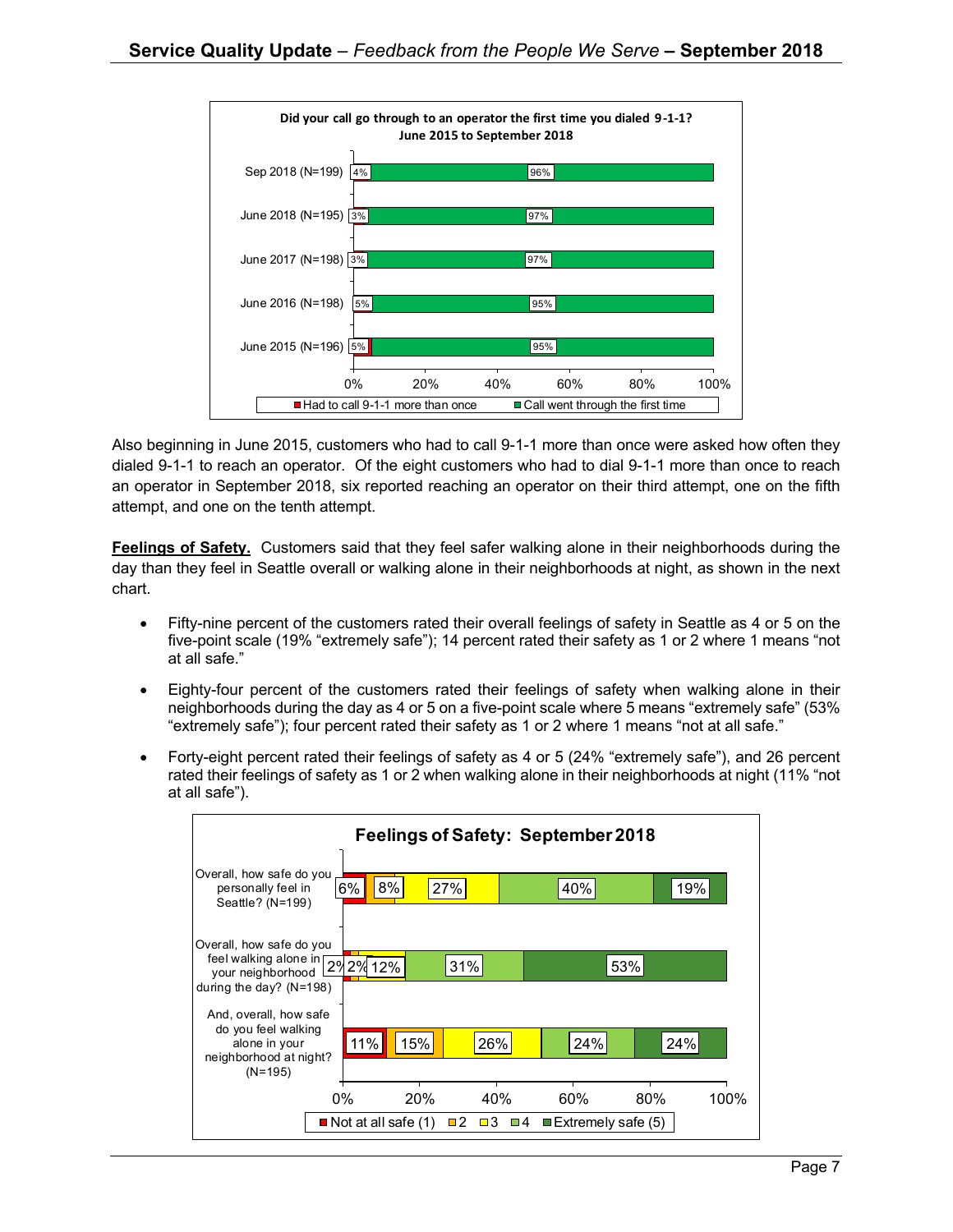**Did your call go through to an operator the first time you dialed 9-1-1?**
**June 2015 to September 2018**

| | Had to call 9-1-1 more than once | Call went through the first time |
|---|---|---|
| Sep 2018 (N=199) | 4% | 96% |
| June 2018 (N=195) | 3% | 97% |
| June 2017 (N=198) | 3% | 97% |
| June 2016 (N=198) | 5% | 95% |
| June 2015 (N=196) | 5% | 95% |

Also beginning in June 2015, customers who had to call 9-1-1 more than once were asked how often they dialed 9-1-1 to reach an operator. Of the eight customers who had to dial 9-1-1 more than once to reach an operator in September 2018, six reported reaching an operator on their third attempt, one on the fifth attempt, and one on the tenth attempt.

**Feelings of Safety.** Customers said that they feel safer walking alone in their neighborhoods during the day than they feel in Seattle overall or walking alone in their neighborhoods at night, as shown in the next chart.

- Fifty-nine percent of the customers rated their overall feelings of safety in Seattle as 4 or 5 on the five-point scale (19% "extremely safe"); 14 percent rated their safety as 1 or 2 where 1 means "not at all safe."
- Eighty-four percent of the customers rated their feelings of safety when walking alone in their neighborhoods during the day as 4 or 5 on a five-point scale where 5 means "extremely safe" (53% "extremely safe"); four percent rated their safety as 1 or 2 where 1 means "not at all safe."
- Forty-eight percent rated their feelings of safety as 4 or 5 (24% "extremely safe"), and 26 percent rated their feelings of safety as 1 or 2 when walking alone in their neighborhoods at night (11% "not at all safe").

**Feelings of Safety: September 2018**

| | Not at all safe (1) | 2 | 3 | 4 | Extremely safe (5) |
|---|---|---|---|---|---|
| Overall, how safe do you personally feel in Seattle? (N=199) | 6% | 8% | 27% | 40% | 19% |
| Overall, how safe do you feel walking alone in your neighborhood during the day? (N=198) | 2% | 2% | 12% | 31% | 53% |
| And, overall, how safe do you feel walking alone in your neighborhood at night? (N=195) | 11% | 15% | 26% | 24% | 24% |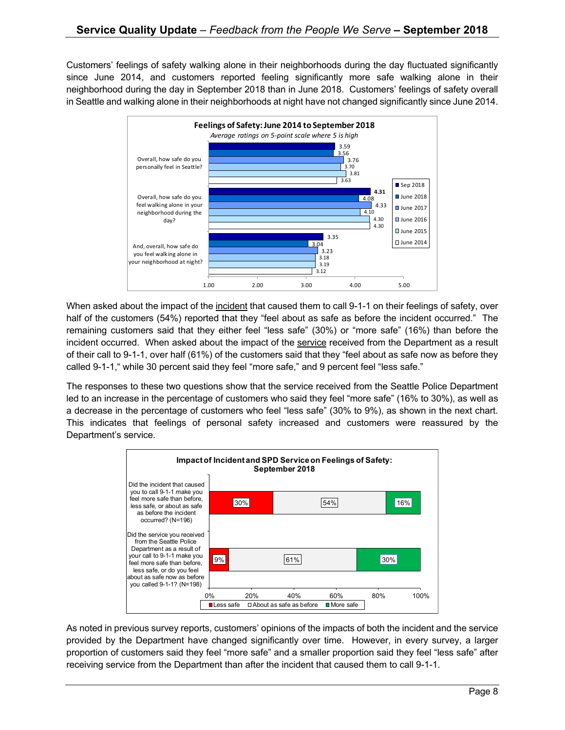Customers' feelings of safety walking alone in their neighborhoods during the day fluctuated significantly since June 2014, and customers reported feeling significantly more safe walking alone in their neighborhood during the day in September 2018 than in June 2018. Customers' feelings of safety overall in Seattle and walking alone in their neighborhoods at night have not changed significantly since June 2014.

**Feelings of Safety: June 2014 to September 2018**

*Average ratings on 5-point scale where 5 is high*

| Question | Sep 2018 | June 2018 | June 2017 | June 2016 | June 2015 | June 2014 |
|---|---|---|---|---|---|---|
| Overall, how safe do you personally feel in Seattle? | 3.59 | 3.56 | 3.76 | 3.70 | 3.81 | 3.63 |
| Overall, how safe do you feel walking alone in your neighborhood during the day? | **4.31** | 4.08 | 4.33 | 4.10 | 4.30 | 4.30 |
| And, overall, how safe do you feel walking alone in your neighborhood at night? | 3.35 | 3.04 | 3.23 | 3.18 | 3.19 | 3.12 |

When asked about the impact of the incident that caused them to call 9-1-1 on their feelings of safety, over half of the customers (54%) reported that they "feel about as safe as before the incident occurred." The remaining customers said that they either feel "less safe" (30%) or "more safe" (16%) than before the incident occurred. When asked about the impact of the service received from the Department as a result of their call to 9-1-1, over half (61%) of the customers said that they "feel about as safe now as before they called 9-1-1," while 30 percent said they feel "more safe," and 9 percent feel "less safe."

The responses to these two questions show that the service received from the Seattle Police Department led to an increase in the percentage of customers who said they feel "more safe" (16% to 30%), as well as a decrease in the percentage of customers who feel "less safe" (30% to 9%), as shown in the next chart. This indicates that feelings of personal safety increased and customers were reassured by the Department's service.

**Impact of Incident and SPD Service on Feelings of Safety: September 2018**

| Question | Less safe | About as safe as before | More safe |
|---|---|---|---|
| Did the incident that caused you to call 9-1-1 make you feel more safe than before, less safe, or about as safe as before the incident occurred? (N=196) | 30% | 54% | 16% |
| Did the service you received from the Seattle Police Department as a result of your call to 9-1-1 make you feel more safe than before, less safe, or do you feel about as safe now as before you called 9-1-1? (N=198) | 9% | 61% | 30% |

As noted in previous survey reports, customers' opinions of the impacts of both the incident and the service provided by the Department have changed significantly over time. However, in every survey, a larger proportion of customers said they feel "more safe" and a smaller proportion said they feel "less safe" after receiving service from the Department than after the incident that caused them to call 9-1-1.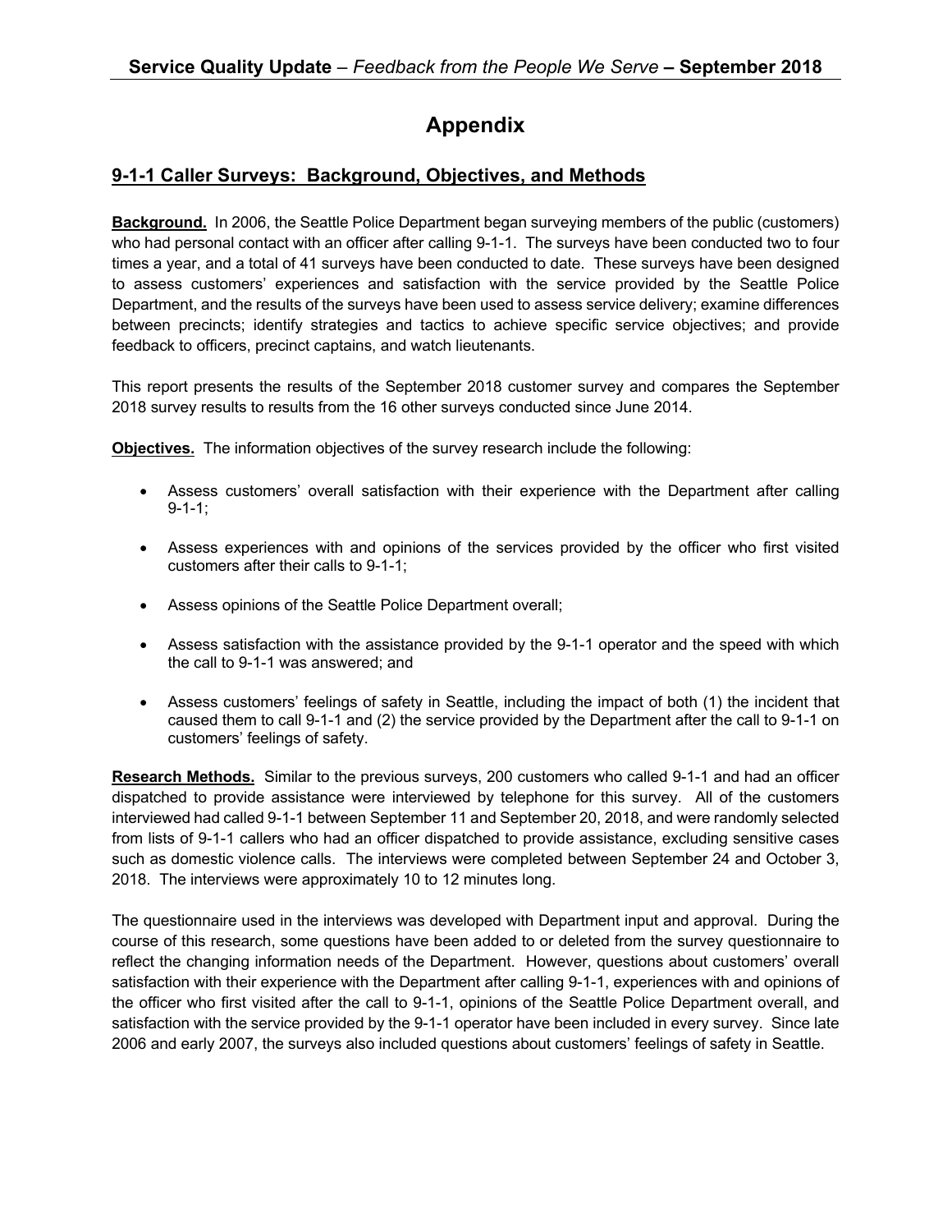# Appendix

## 9-1-1 Caller Surveys: Background, Objectives, and Methods

**Background.** In 2006, the Seattle Police Department began surveying members of the public (customers) who had personal contact with an officer after calling 9-1-1. The surveys have been conducted two to four times a year, and a total of 41 surveys have been conducted to date. These surveys have been designed to assess customers' experiences and satisfaction with the service provided by the Seattle Police Department, and the results of the surveys have been used to assess service delivery; examine differences between precincts; identify strategies and tactics to achieve specific service objectives; and provide feedback to officers, precinct captains, and watch lieutenants.

This report presents the results of the September 2018 customer survey and compares the September 2018 survey results to results from the 16 other surveys conducted since June 2014.

**Objectives.** The information objectives of the survey research include the following:

- Assess customers' overall satisfaction with their experience with the Department after calling 9-1-1;
- Assess experiences with and opinions of the services provided by the officer who first visited customers after their calls to 9-1-1;
- Assess opinions of the Seattle Police Department overall;
- Assess satisfaction with the assistance provided by the 9-1-1 operator and the speed with which the call to 9-1-1 was answered; and
- Assess customers' feelings of safety in Seattle, including the impact of both (1) the incident that caused them to call 9-1-1 and (2) the service provided by the Department after the call to 9-1-1 on customers' feelings of safety.

**Research Methods.** Similar to the previous surveys, 200 customers who called 9-1-1 and had an officer dispatched to provide assistance were interviewed by telephone for this survey. All of the customers interviewed had called 9-1-1 between September 11 and September 20, 2018, and were randomly selected from lists of 9-1-1 callers who had an officer dispatched to provide assistance, excluding sensitive cases such as domestic violence calls. The interviews were completed between September 24 and October 3, 2018. The interviews were approximately 10 to 12 minutes long.

The questionnaire used in the interviews was developed with Department input and approval. During the course of this research, some questions have been added to or deleted from the survey questionnaire to reflect the changing information needs of the Department. However, questions about customers' overall satisfaction with their experience with the Department after calling 9-1-1, experiences with and opinions of the officer who first visited after the call to 9-1-1, opinions of the Seattle Police Department overall, and satisfaction with the service provided by the 9-1-1 operator have been included in every survey. Since late 2006 and early 2007, the surveys also included questions about customers' feelings of safety in Seattle.